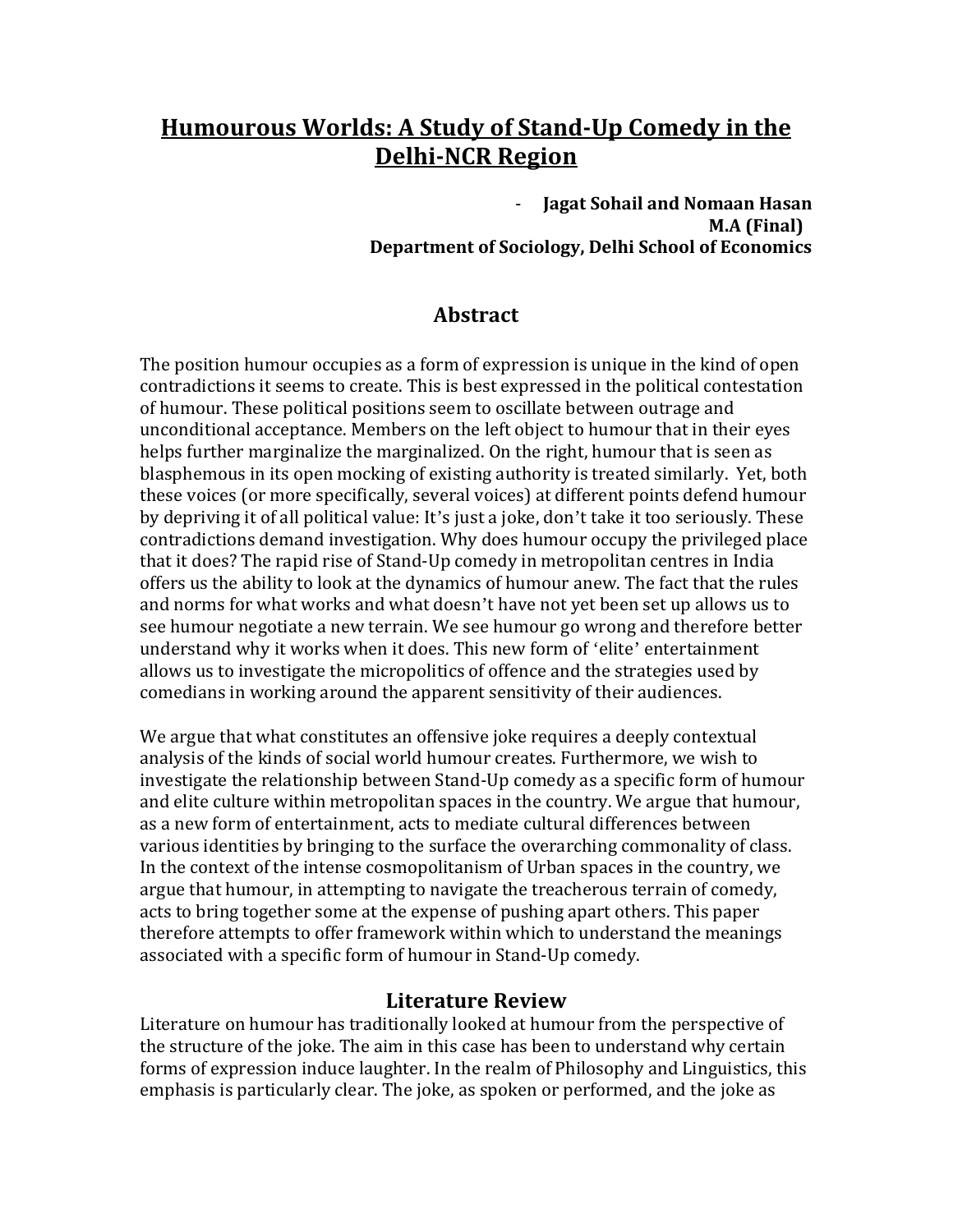# Humourous Worlds: A Study of Stand-Up Comedy in the Delhi-NCR Region

- **Jagat Sohail and Nomaan Hasan**
**M.A (Final)**
**Department of Sociology, Delhi School of Economics**

## Abstract

The position humour occupies as a form of expression is unique in the kind of open contradictions it seems to create. This is best expressed in the political contestation of humour. These political positions seem to oscillate between outrage and unconditional acceptance. Members on the left object to humour that in their eyes helps further marginalize the marginalized. On the right, humour that is seen as blasphemous in its open mocking of existing authority is treated similarly. Yet, both these voices (or more specifically, several voices) at different points defend humour by depriving it of all political value: It's just a joke, don't take it too seriously. These contradictions demand investigation. Why does humour occupy the privileged place that it does? The rapid rise of Stand-Up comedy in metropolitan centres in India offers us the ability to look at the dynamics of humour anew. The fact that the rules and norms for what works and what doesn't have not yet been set up allows us to see humour negotiate a new terrain. We see humour go wrong and therefore better understand why it works when it does. This new form of 'elite' entertainment allows us to investigate the micropolitics of offence and the strategies used by comedians in working around the apparent sensitivity of their audiences.

We argue that what constitutes an offensive joke requires a deeply contextual analysis of the kinds of social world humour creates. Furthermore, we wish to investigate the relationship between Stand-Up comedy as a specific form of humour and elite culture within metropolitan spaces in the country. We argue that humour, as a new form of entertainment, acts to mediate cultural differences between various identities by bringing to the surface the overarching commonality of class. In the context of the intense cosmopolitanism of Urban spaces in the country, we argue that humour, in attempting to navigate the treacherous terrain of comedy, acts to bring together some at the expense of pushing apart others. This paper therefore attempts to offer framework within which to understand the meanings associated with a specific form of humour in Stand-Up comedy.

## Literature Review

Literature on humour has traditionally looked at humour from the perspective of the structure of the joke. The aim in this case has been to understand why certain forms of expression induce laughter. In the realm of Philosophy and Linguistics, this emphasis is particularly clear. The joke, as spoken or performed, and the joke as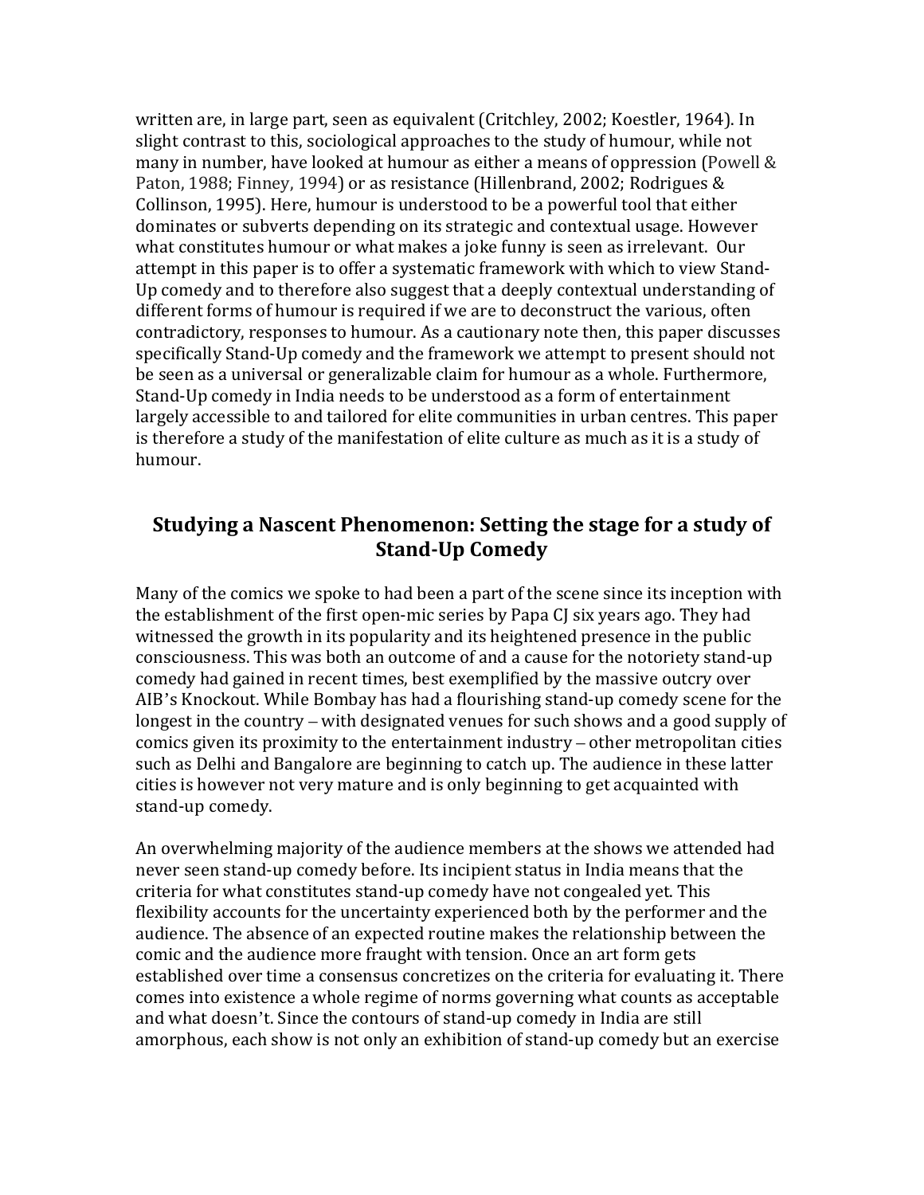written are, in large part, seen as equivalent (Critchley, 2002; Koestler, 1964). In slight contrast to this, sociological approaches to the study of humour, while not many in number, have looked at humour as either a means of oppression (Powell & Paton, 1988; Finney, 1994) or as resistance (Hillenbrand, 2002; Rodrigues & Collinson, 1995). Here, humour is understood to be a powerful tool that either dominates or subverts depending on its strategic and contextual usage. However what constitutes humour or what makes a joke funny is seen as irrelevant. Our attempt in this paper is to offer a systematic framework with which to view Stand-Up comedy and to therefore also suggest that a deeply contextual understanding of different forms of humour is required if we are to deconstruct the various, often contradictory, responses to humour. As a cautionary note then, this paper discusses specifically Stand-Up comedy and the framework we attempt to present should not be seen as a universal or generalizable claim for humour as a whole. Furthermore, Stand-Up comedy in India needs to be understood as a form of entertainment largely accessible to and tailored for elite communities in urban centres. This paper is therefore a study of the manifestation of elite culture as much as it is a study of humour.

## Studying a Nascent Phenomenon: Setting the stage for a study of Stand-Up Comedy

Many of the comics we spoke to had been a part of the scene since its inception with the establishment of the first open-mic series by Papa CJ six years ago. They had witnessed the growth in its popularity and its heightened presence in the public consciousness. This was both an outcome of and a cause for the notoriety stand-up comedy had gained in recent times, best exemplified by the massive outcry over AIB's Knockout. While Bombay has had a flourishing stand-up comedy scene for the longest in the country – with designated venues for such shows and a good supply of comics given its proximity to the entertainment industry – other metropolitan cities such as Delhi and Bangalore are beginning to catch up. The audience in these latter cities is however not very mature and is only beginning to get acquainted with stand-up comedy.

An overwhelming majority of the audience members at the shows we attended had never seen stand-up comedy before. Its incipient status in India means that the criteria for what constitutes stand-up comedy have not congealed yet. This flexibility accounts for the uncertainty experienced both by the performer and the audience. The absence of an expected routine makes the relationship between the comic and the audience more fraught with tension. Once an art form gets established over time a consensus concretizes on the criteria for evaluating it. There comes into existence a whole regime of norms governing what counts as acceptable and what doesn't. Since the contours of stand-up comedy in India are still amorphous, each show is not only an exhibition of stand-up comedy but an exercise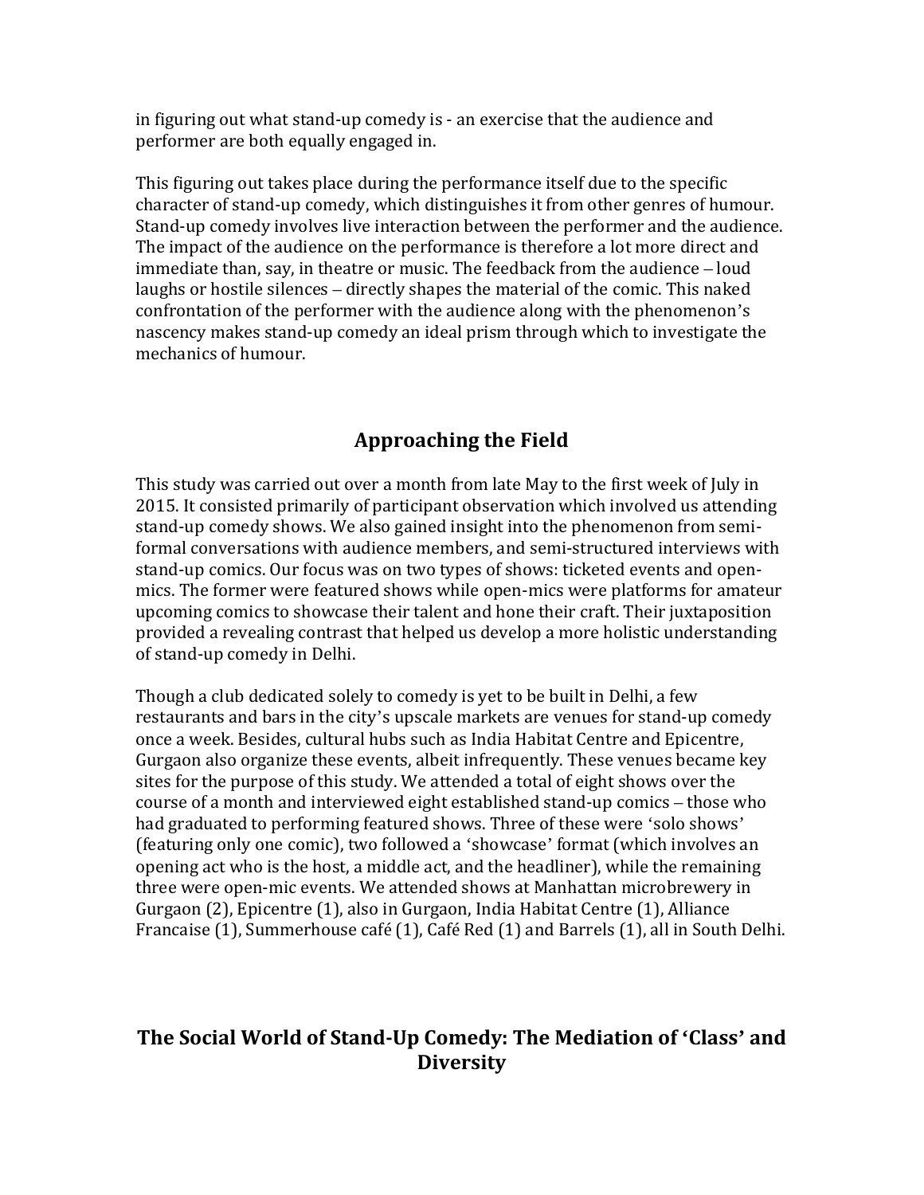in figuring out what stand-up comedy is - an exercise that the audience and performer are both equally engaged in.

This figuring out takes place during the performance itself due to the specific character of stand-up comedy, which distinguishes it from other genres of humour. Stand-up comedy involves live interaction between the performer and the audience. The impact of the audience on the performance is therefore a lot more direct and immediate than, say, in theatre or music. The feedback from the audience – loud laughs or hostile silences – directly shapes the material of the comic. This naked confrontation of the performer with the audience along with the phenomenon's nascency makes stand-up comedy an ideal prism through which to investigate the mechanics of humour.

## Approaching the Field

This study was carried out over a month from late May to the first week of July in 2015. It consisted primarily of participant observation which involved us attending stand-up comedy shows. We also gained insight into the phenomenon from semi-formal conversations with audience members, and semi-structured interviews with stand-up comics. Our focus was on two types of shows: ticketed events and open-mics. The former were featured shows while open-mics were platforms for amateur upcoming comics to showcase their talent and hone their craft. Their juxtaposition provided a revealing contrast that helped us develop a more holistic understanding of stand-up comedy in Delhi.

Though a club dedicated solely to comedy is yet to be built in Delhi, a few restaurants and bars in the city's upscale markets are venues for stand-up comedy once a week. Besides, cultural hubs such as India Habitat Centre and Epicentre, Gurgaon also organize these events, albeit infrequently. These venues became key sites for the purpose of this study. We attended a total of eight shows over the course of a month and interviewed eight established stand-up comics – those who had graduated to performing featured shows. Three of these were 'solo shows' (featuring only one comic), two followed a 'showcase' format (which involves an opening act who is the host, a middle act, and the headliner), while the remaining three were open-mic events. We attended shows at Manhattan microbrewery in Gurgaon (2), Epicentre (1), also in Gurgaon, India Habitat Centre (1), Alliance Francaise (1), Summerhouse café (1), Café Red (1) and Barrels (1), all in South Delhi.

## The Social World of Stand-Up Comedy: The Mediation of 'Class' and Diversity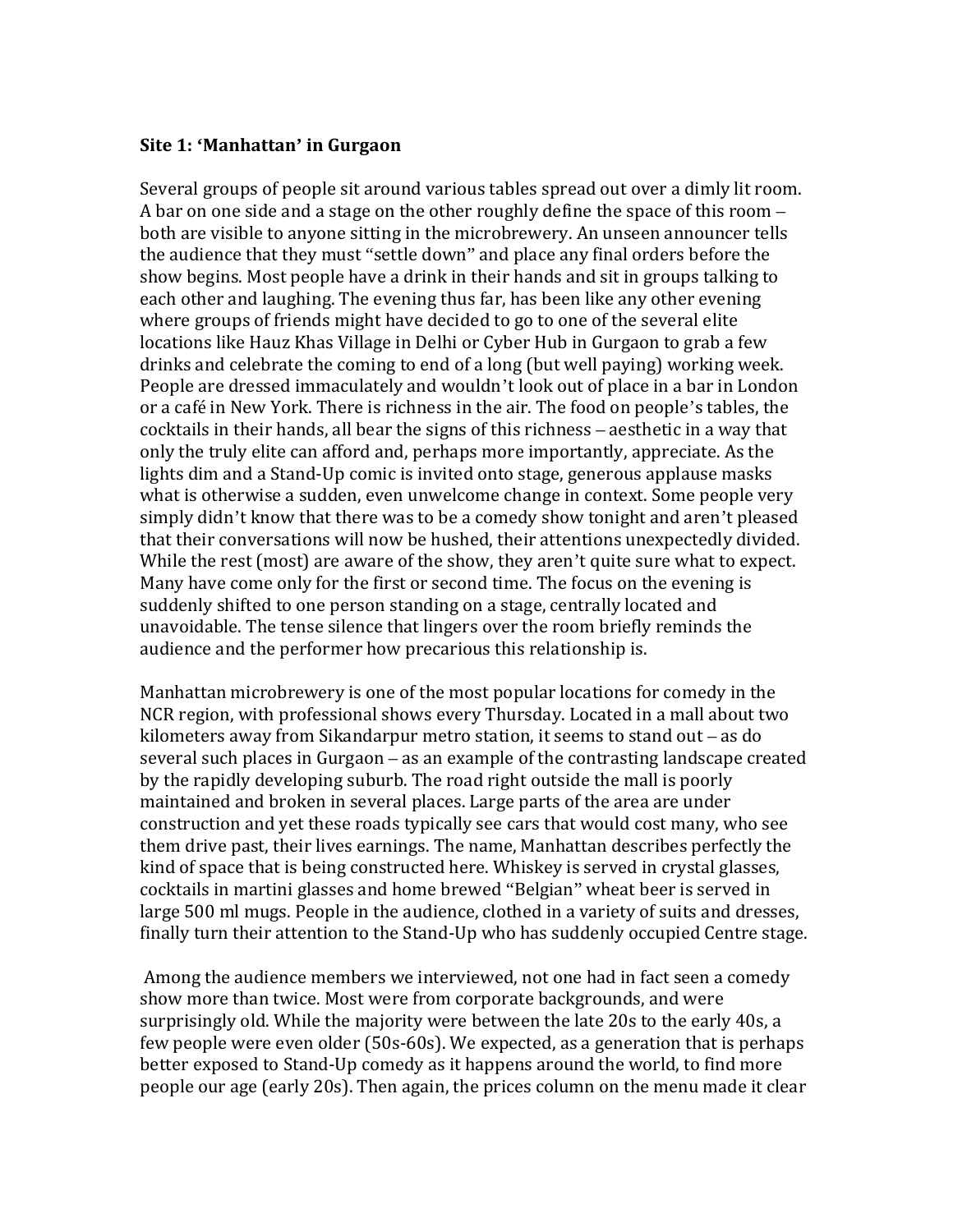**Site 1: 'Manhattan' in Gurgaon**

Several groups of people sit around various tables spread out over a dimly lit room. A bar on one side and a stage on the other roughly define the space of this room – both are visible to anyone sitting in the microbrewery. An unseen announcer tells the audience that they must "settle down" and place any final orders before the show begins. Most people have a drink in their hands and sit in groups talking to each other and laughing. The evening thus far, has been like any other evening where groups of friends might have decided to go to one of the several elite locations like Hauz Khas Village in Delhi or Cyber Hub in Gurgaon to grab a few drinks and celebrate the coming to end of a long (but well paying) working week. People are dressed immaculately and wouldn't look out of place in a bar in London or a café in New York. There is richness in the air. The food on people's tables, the cocktails in their hands, all bear the signs of this richness – aesthetic in a way that only the truly elite can afford and, perhaps more importantly, appreciate. As the lights dim and a Stand-Up comic is invited onto stage, generous applause masks what is otherwise a sudden, even unwelcome change in context. Some people very simply didn't know that there was to be a comedy show tonight and aren't pleased that their conversations will now be hushed, their attentions unexpectedly divided. While the rest (most) are aware of the show, they aren't quite sure what to expect. Many have come only for the first or second time. The focus on the evening is suddenly shifted to one person standing on a stage, centrally located and unavoidable. The tense silence that lingers over the room briefly reminds the audience and the performer how precarious this relationship is.

Manhattan microbrewery is one of the most popular locations for comedy in the NCR region, with professional shows every Thursday. Located in a mall about two kilometers away from Sikandarpur metro station, it seems to stand out – as do several such places in Gurgaon – as an example of the contrasting landscape created by the rapidly developing suburb. The road right outside the mall is poorly maintained and broken in several places. Large parts of the area are under construction and yet these roads typically see cars that would cost many, who see them drive past, their lives earnings. The name, Manhattan describes perfectly the kind of space that is being constructed here. Whiskey is served in crystal glasses, cocktails in martini glasses and home brewed "Belgian" wheat beer is served in large 500 ml mugs. People in the audience, clothed in a variety of suits and dresses, finally turn their attention to the Stand-Up who has suddenly occupied Centre stage.

Among the audience members we interviewed, not one had in fact seen a comedy show more than twice. Most were from corporate backgrounds, and were surprisingly old. While the majority were between the late 20s to the early 40s, a few people were even older (50s-60s). We expected, as a generation that is perhaps better exposed to Stand-Up comedy as it happens around the world, to find more people our age (early 20s). Then again, the prices column on the menu made it clear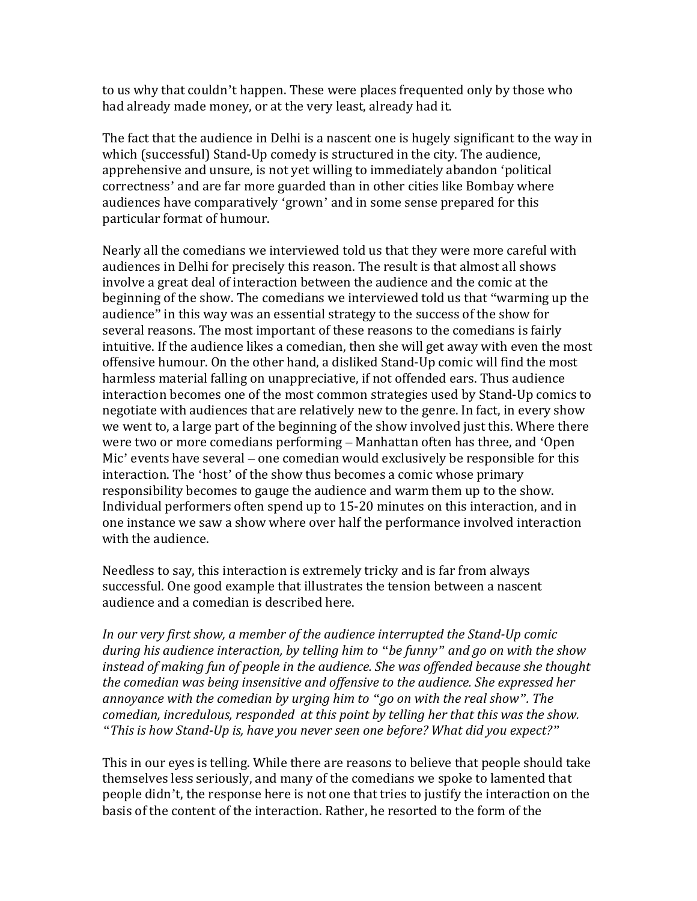to us why that couldn't happen. These were places frequented only by those who had already made money, or at the very least, already had it.

The fact that the audience in Delhi is a nascent one is hugely significant to the way in which (successful) Stand-Up comedy is structured in the city. The audience, apprehensive and unsure, is not yet willing to immediately abandon 'political correctness' and are far more guarded than in other cities like Bombay where audiences have comparatively 'grown' and in some sense prepared for this particular format of humour.

Nearly all the comedians we interviewed told us that they were more careful with audiences in Delhi for precisely this reason. The result is that almost all shows involve a great deal of interaction between the audience and the comic at the beginning of the show. The comedians we interviewed told us that "warming up the audience" in this way was an essential strategy to the success of the show for several reasons. The most important of these reasons to the comedians is fairly intuitive. If the audience likes a comedian, then she will get away with even the most offensive humour. On the other hand, a disliked Stand-Up comic will find the most harmless material falling on unappreciative, if not offended ears. Thus audience interaction becomes one of the most common strategies used by Stand-Up comics to negotiate with audiences that are relatively new to the genre. In fact, in every show we went to, a large part of the beginning of the show involved just this. Where there were two or more comedians performing – Manhattan often has three, and 'Open Mic' events have several – one comedian would exclusively be responsible for this interaction. The 'host' of the show thus becomes a comic whose primary responsibility becomes to gauge the audience and warm them up to the show. Individual performers often spend up to 15-20 minutes on this interaction, and in one instance we saw a show where over half the performance involved interaction with the audience.

Needless to say, this interaction is extremely tricky and is far from always successful. One good example that illustrates the tension between a nascent audience and a comedian is described here.

*In our very first show, a member of the audience interrupted the Stand-Up comic during his audience interaction, by telling him to "be funny" and go on with the show instead of making fun of people in the audience. She was offended because she thought the comedian was being insensitive and offensive to the audience. She expressed her annoyance with the comedian by urging him to "go on with the real show". The comedian, incredulous, responded at this point by telling her that this was the show. "This is how Stand-Up is, have you never seen one before? What did you expect?"*

This in our eyes is telling. While there are reasons to believe that people should take themselves less seriously, and many of the comedians we spoke to lamented that people didn't, the response here is not one that tries to justify the interaction on the basis of the content of the interaction. Rather, he resorted to the form of the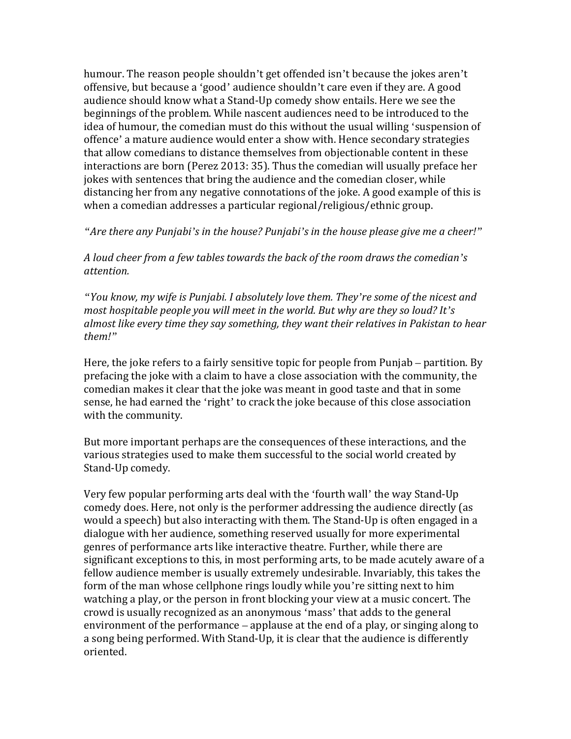humour. The reason people shouldn't get offended isn't because the jokes aren't offensive, but because a 'good' audience shouldn't care even if they are. A good audience should know what a Stand-Up comedy show entails. Here we see the beginnings of the problem. While nascent audiences need to be introduced to the idea of humour, the comedian must do this without the usual willing 'suspension of offence' a mature audience would enter a show with. Hence secondary strategies that allow comedians to distance themselves from objectionable content in these interactions are born (Perez 2013: 35). Thus the comedian will usually preface her jokes with sentences that bring the audience and the comedian closer, while distancing her from any negative connotations of the joke. A good example of this is when a comedian addresses a particular regional/religious/ethnic group.

*"Are there any Punjabi's in the house? Punjabi's in the house please give me a cheer!"*

*A loud cheer from a few tables towards the back of the room draws the comedian's attention.*

*"You know, my wife is Punjabi. I absolutely love them. They're some of the nicest and most hospitable people you will meet in the world. But why are they so loud? It's almost like every time they say something, they want their relatives in Pakistan to hear them!"*

Here, the joke refers to a fairly sensitive topic for people from Punjab – partition. By prefacing the joke with a claim to have a close association with the community, the comedian makes it clear that the joke was meant in good taste and that in some sense, he had earned the 'right' to crack the joke because of this close association with the community.

But more important perhaps are the consequences of these interactions, and the various strategies used to make them successful to the social world created by Stand-Up comedy.

Very few popular performing arts deal with the 'fourth wall' the way Stand-Up comedy does. Here, not only is the performer addressing the audience directly (as would a speech) but also interacting with them. The Stand-Up is often engaged in a dialogue with her audience, something reserved usually for more experimental genres of performance arts like interactive theatre. Further, while there are significant exceptions to this, in most performing arts, to be made acutely aware of a fellow audience member is usually extremely undesirable. Invariably, this takes the form of the man whose cellphone rings loudly while you're sitting next to him watching a play, or the person in front blocking your view at a music concert. The crowd is usually recognized as an anonymous 'mass' that adds to the general environment of the performance – applause at the end of a play, or singing along to a song being performed. With Stand-Up, it is clear that the audience is differently oriented.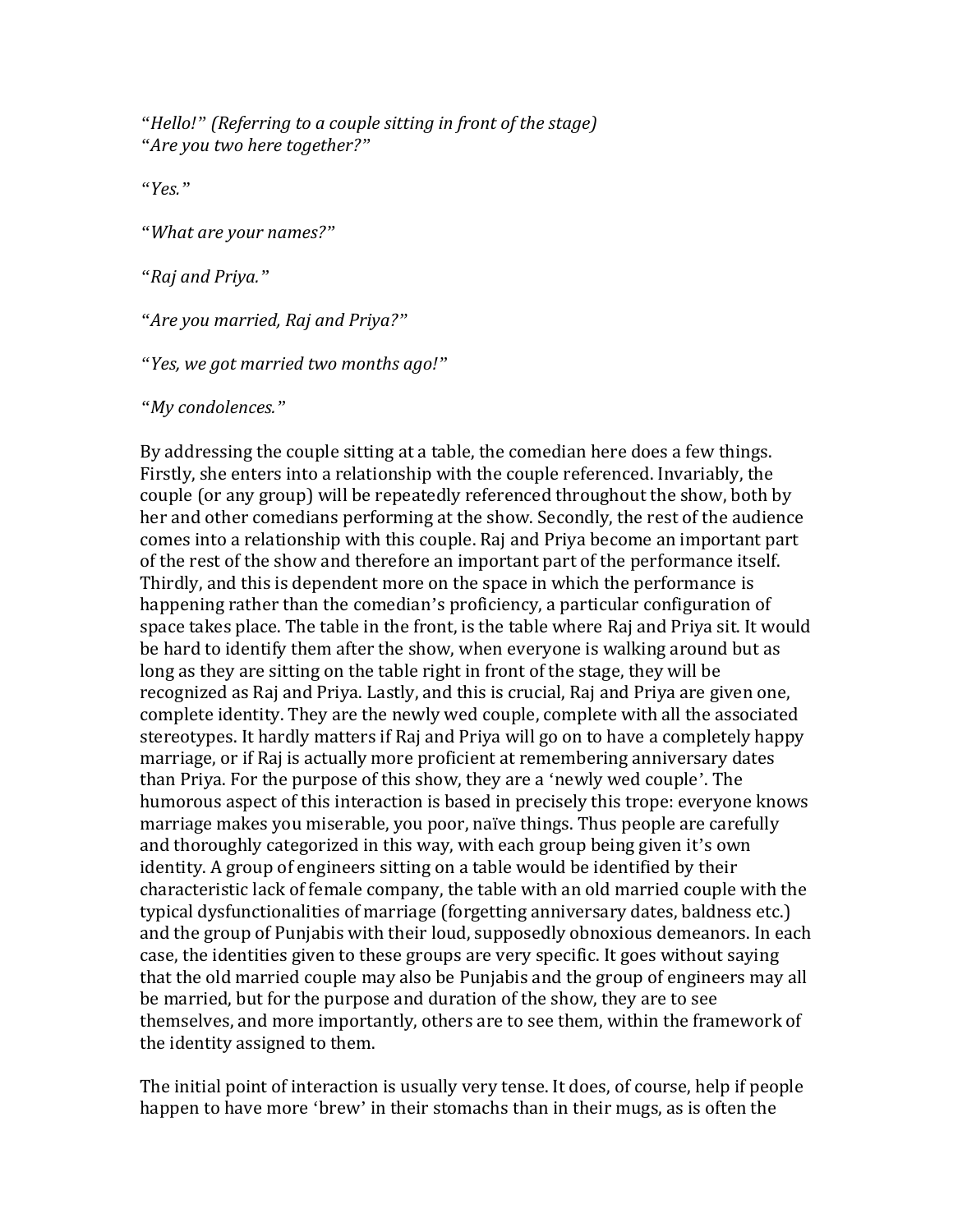"*Hello!*" *(Referring to a couple sitting in front of the stage)*
"*Are you two here together?*"

"*Yes.*"

"*What are your names?*"

"*Raj and Priya.*"

"*Are you married, Raj and Priya?*"

"*Yes, we got married two months ago!*"

"*My condolences.*"

By addressing the couple sitting at a table, the comedian here does a few things. Firstly, she enters into a relationship with the couple referenced. Invariably, the couple (or any group) will be repeatedly referenced throughout the show, both by her and other comedians performing at the show. Secondly, the rest of the audience comes into a relationship with this couple. Raj and Priya become an important part of the rest of the show and therefore an important part of the performance itself. Thirdly, and this is dependent more on the space in which the performance is happening rather than the comedian's proficiency, a particular configuration of space takes place. The table in the front, is the table where Raj and Priya sit. It would be hard to identify them after the show, when everyone is walking around but as long as they are sitting on the table right in front of the stage, they will be recognized as Raj and Priya. Lastly, and this is crucial, Raj and Priya are given one, complete identity. They are the newly wed couple, complete with all the associated stereotypes. It hardly matters if Raj and Priya will go on to have a completely happy marriage, or if Raj is actually more proficient at remembering anniversary dates than Priya. For the purpose of this show, they are a 'newly wed couple'. The humorous aspect of this interaction is based in precisely this trope: everyone knows marriage makes you miserable, you poor, naïve things. Thus people are carefully and thoroughly categorized in this way, with each group being given it's own identity. A group of engineers sitting on a table would be identified by their characteristic lack of female company, the table with an old married couple with the typical dysfunctionalities of marriage (forgetting anniversary dates, baldness etc.) and the group of Punjabis with their loud, supposedly obnoxious demeanors. In each case, the identities given to these groups are very specific. It goes without saying that the old married couple may also be Punjabis and the group of engineers may all be married, but for the purpose and duration of the show, they are to see themselves, and more importantly, others are to see them, within the framework of the identity assigned to them.

The initial point of interaction is usually very tense. It does, of course, help if people happen to have more 'brew' in their stomachs than in their mugs, as is often the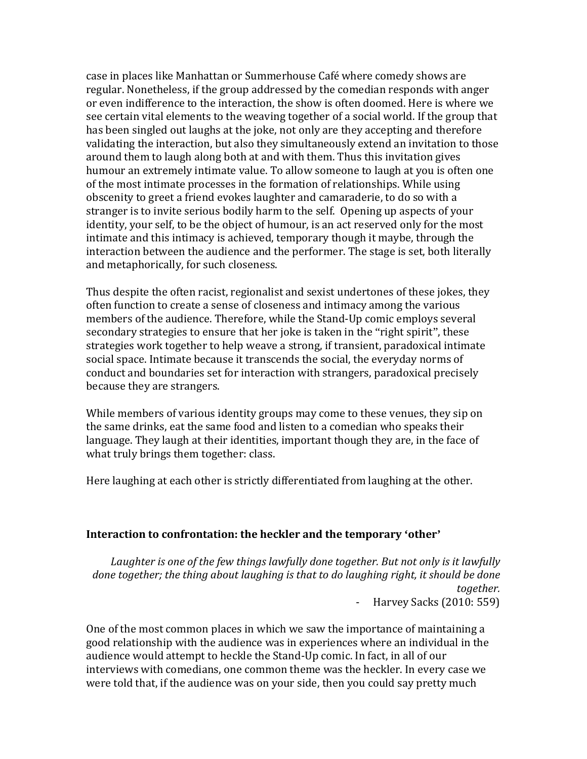case in places like Manhattan or Summerhouse Café where comedy shows are regular. Nonetheless, if the group addressed by the comedian responds with anger or even indifference to the interaction, the show is often doomed. Here is where we see certain vital elements to the weaving together of a social world. If the group that has been singled out laughs at the joke, not only are they accepting and therefore validating the interaction, but also they simultaneously extend an invitation to those around them to laugh along both at and with them. Thus this invitation gives humour an extremely intimate value. To allow someone to laugh at you is often one of the most intimate processes in the formation of relationships. While using obscenity to greet a friend evokes laughter and camaraderie, to do so with a stranger is to invite serious bodily harm to the self. Opening up aspects of your identity, your self, to be the object of humour, is an act reserved only for the most intimate and this intimacy is achieved, temporary though it maybe, through the interaction between the audience and the performer. The stage is set, both literally and metaphorically, for such closeness.

Thus despite the often racist, regionalist and sexist undertones of these jokes, they often function to create a sense of closeness and intimacy among the various members of the audience. Therefore, while the Stand-Up comic employs several secondary strategies to ensure that her joke is taken in the "right spirit", these strategies work together to help weave a strong, if transient, paradoxical intimate social space. Intimate because it transcends the social, the everyday norms of conduct and boundaries set for interaction with strangers, paradoxical precisely because they are strangers.

While members of various identity groups may come to these venues, they sip on the same drinks, eat the same food and listen to a comedian who speaks their language. They laugh at their identities, important though they are, in the face of what truly brings them together: class.

Here laughing at each other is strictly differentiated from laughing at the other.

### Interaction to confrontation: the heckler and the temporary 'other'

> *Laughter is one of the few things lawfully done together. But not only is it lawfully done together; the thing about laughing is that to do laughing right, it should be done together.*
>
> - Harvey Sacks (2010: 559)

One of the most common places in which we saw the importance of maintaining a good relationship with the audience was in experiences where an individual in the audience would attempt to heckle the Stand-Up comic. In fact, in all of our interviews with comedians, one common theme was the heckler. In every case we were told that, if the audience was on your side, then you could say pretty much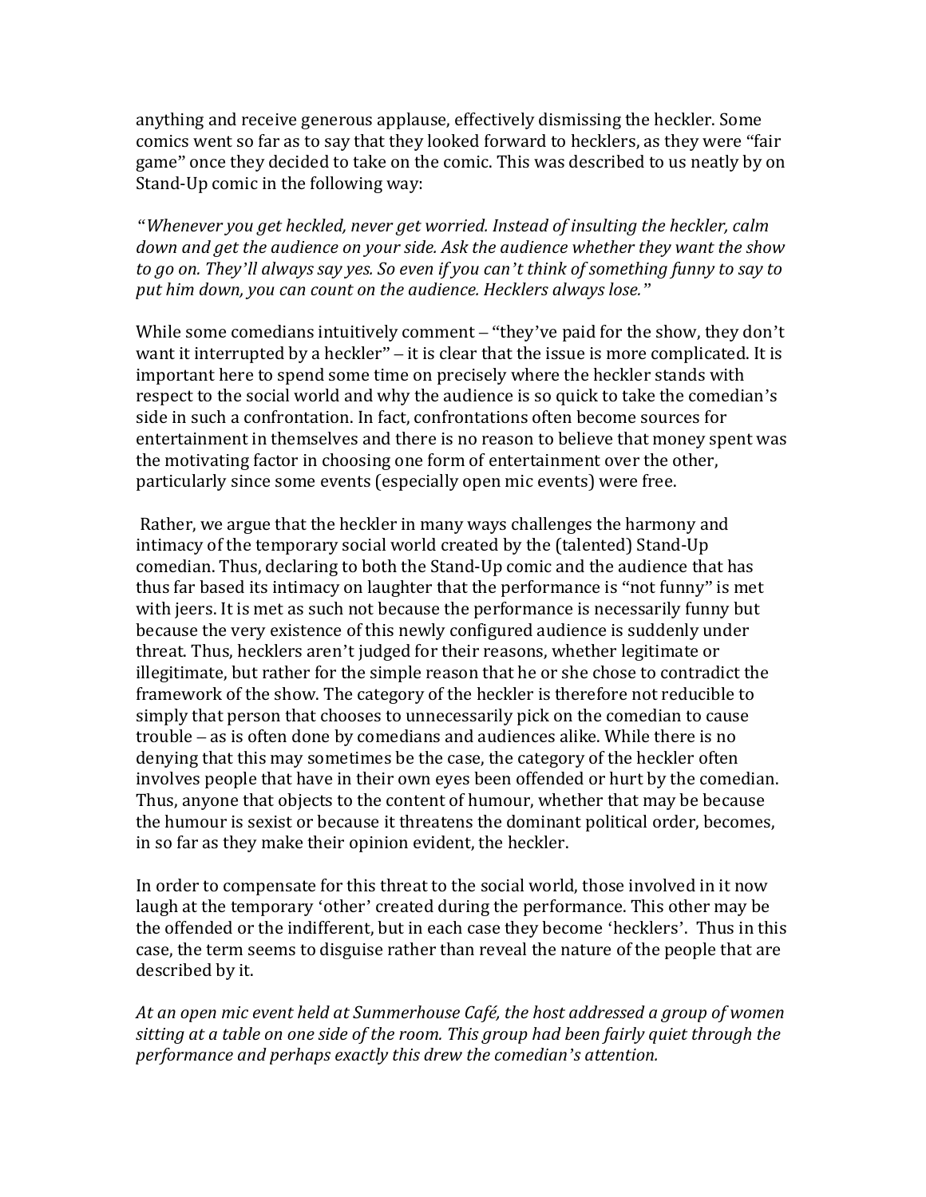anything and receive generous applause, effectively dismissing the heckler. Some comics went so far as to say that they looked forward to hecklers, as they were "fair game" once they decided to take on the comic. This was described to us neatly by on Stand-Up comic in the following way:

*"Whenever you get heckled, never get worried. Instead of insulting the heckler, calm down and get the audience on your side. Ask the audience whether they want the show to go on. They'll always say yes. So even if you can't think of something funny to say to put him down, you can count on the audience. Hecklers always lose."*

While some comedians intuitively comment – "they've paid for the show, they don't want it interrupted by a heckler" – it is clear that the issue is more complicated. It is important here to spend some time on precisely where the heckler stands with respect to the social world and why the audience is so quick to take the comedian's side in such a confrontation. In fact, confrontations often become sources for entertainment in themselves and there is no reason to believe that money spent was the motivating factor in choosing one form of entertainment over the other, particularly since some events (especially open mic events) were free.

Rather, we argue that the heckler in many ways challenges the harmony and intimacy of the temporary social world created by the (talented) Stand-Up comedian. Thus, declaring to both the Stand-Up comic and the audience that has thus far based its intimacy on laughter that the performance is "not funny" is met with jeers. It is met as such not because the performance is necessarily funny but because the very existence of this newly configured audience is suddenly under threat. Thus, hecklers aren't judged for their reasons, whether legitimate or illegitimate, but rather for the simple reason that he or she chose to contradict the framework of the show. The category of the heckler is therefore not reducible to simply that person that chooses to unnecessarily pick on the comedian to cause trouble – as is often done by comedians and audiences alike. While there is no denying that this may sometimes be the case, the category of the heckler often involves people that have in their own eyes been offended or hurt by the comedian. Thus, anyone that objects to the content of humour, whether that may be because the humour is sexist or because it threatens the dominant political order, becomes, in so far as they make their opinion evident, the heckler.

In order to compensate for this threat to the social world, those involved in it now laugh at the temporary 'other' created during the performance. This other may be the offended or the indifferent, but in each case they become 'hecklers'. Thus in this case, the term seems to disguise rather than reveal the nature of the people that are described by it.

*At an open mic event held at Summerhouse Café, the host addressed a group of women sitting at a table on one side of the room. This group had been fairly quiet through the performance and perhaps exactly this drew the comedian's attention.*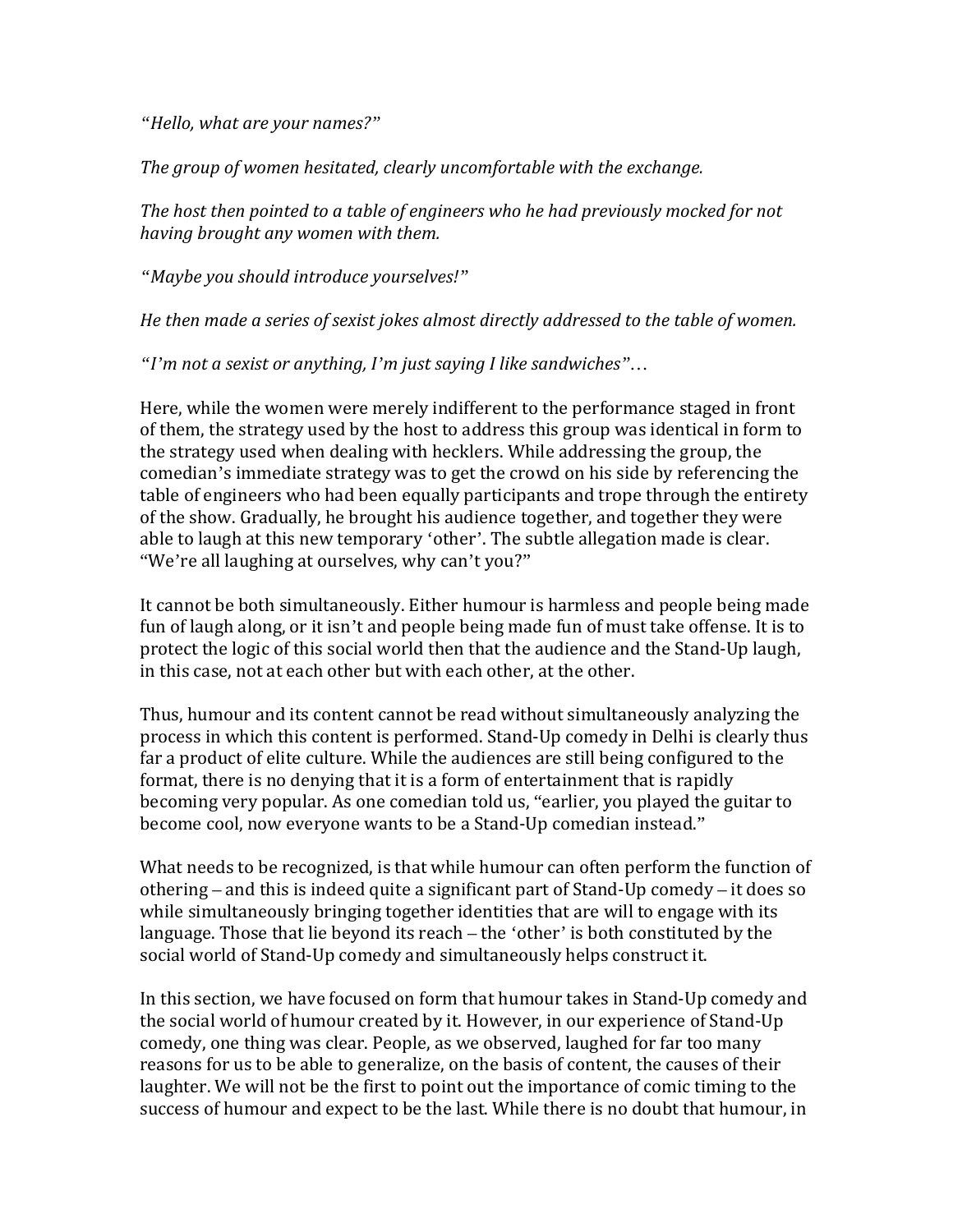*"Hello, what are your names?"*

*The group of women hesitated, clearly uncomfortable with the exchange.*

*The host then pointed to a table of engineers who he had previously mocked for not having brought any women with them.*

*"Maybe you should introduce yourselves!"*

*He then made a series of sexist jokes almost directly addressed to the table of women.*

*"I'm not a sexist or anything, I'm just saying I like sandwiches"*…

Here, while the women were merely indifferent to the performance staged in front of them, the strategy used by the host to address this group was identical in form to the strategy used when dealing with hecklers. While addressing the group, the comedian's immediate strategy was to get the crowd on his side by referencing the table of engineers who had been equally participants and trope through the entirety of the show. Gradually, he brought his audience together, and together they were able to laugh at this new temporary 'other'. The subtle allegation made is clear. "We're all laughing at ourselves, why can't you?"

It cannot be both simultaneously. Either humour is harmless and people being made fun of laugh along, or it isn't and people being made fun of must take offense. It is to protect the logic of this social world then that the audience and the Stand-Up laugh, in this case, not at each other but with each other, at the other.

Thus, humour and its content cannot be read without simultaneously analyzing the process in which this content is performed. Stand-Up comedy in Delhi is clearly thus far a product of elite culture. While the audiences are still being configured to the format, there is no denying that it is a form of entertainment that is rapidly becoming very popular. As one comedian told us, "earlier, you played the guitar to become cool, now everyone wants to be a Stand-Up comedian instead."

What needs to be recognized, is that while humour can often perform the function of othering – and this is indeed quite a significant part of Stand-Up comedy – it does so while simultaneously bringing together identities that are will to engage with its language. Those that lie beyond its reach – the 'other' is both constituted by the social world of Stand-Up comedy and simultaneously helps construct it.

In this section, we have focused on form that humour takes in Stand-Up comedy and the social world of humour created by it. However, in our experience of Stand-Up comedy, one thing was clear. People, as we observed, laughed for far too many reasons for us to be able to generalize, on the basis of content, the causes of their laughter. We will not be the first to point out the importance of comic timing to the success of humour and expect to be the last. While there is no doubt that humour, in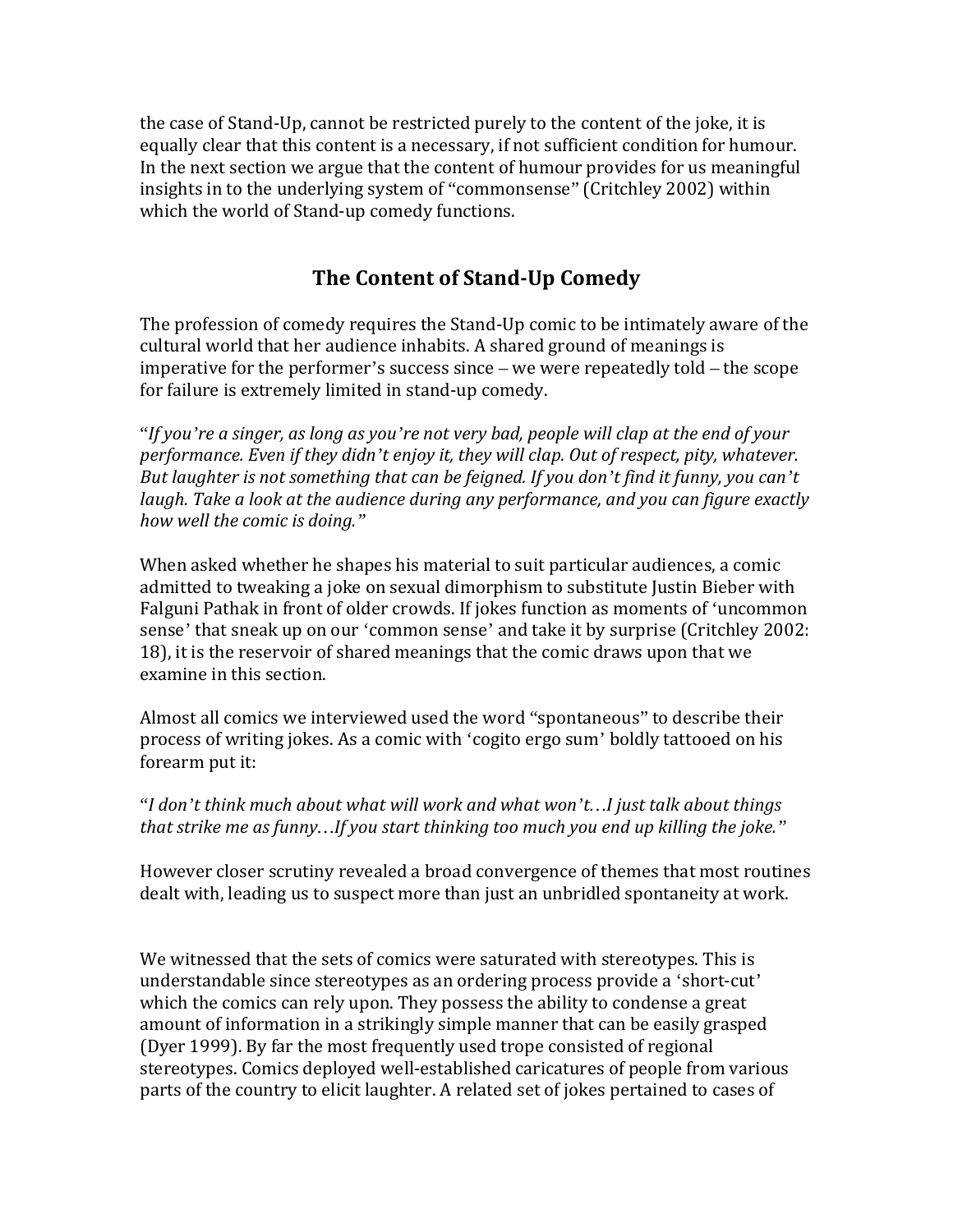the case of Stand-Up, cannot be restricted purely to the content of the joke, it is equally clear that this content is a necessary, if not sufficient condition for humour. In the next section we argue that the content of humour provides for us meaningful insights in to the underlying system of "commonsense" (Critchley 2002) within which the world of Stand-up comedy functions.

## The Content of Stand-Up Comedy

The profession of comedy requires the Stand-Up comic to be intimately aware of the cultural world that her audience inhabits. A shared ground of meanings is imperative for the performer's success since – we were repeatedly told – the scope for failure is extremely limited in stand-up comedy.

"*If you're a singer, as long as you're not very bad, people will clap at the end of your performance. Even if they didn't enjoy it, they will clap. Out of respect, pity, whatever. But laughter is not something that can be feigned. If you don't find it funny, you can't laugh. Take a look at the audience during any performance, and you can figure exactly how well the comic is doing.*"

When asked whether he shapes his material to suit particular audiences, a comic admitted to tweaking a joke on sexual dimorphism to substitute Justin Bieber with Falguni Pathak in front of older crowds. If jokes function as moments of 'uncommon sense' that sneak up on our 'common sense' and take it by surprise (Critchley 2002: 18), it is the reservoir of shared meanings that the comic draws upon that we examine in this section.

Almost all comics we interviewed used the word "spontaneous" to describe their process of writing jokes. As a comic with 'cogito ergo sum' boldly tattooed on his forearm put it:

"*I don't think much about what will work and what won't…I just talk about things that strike me as funny…If you start thinking too much you end up killing the joke.*"

However closer scrutiny revealed a broad convergence of themes that most routines dealt with, leading us to suspect more than just an unbridled spontaneity at work.

We witnessed that the sets of comics were saturated with stereotypes. This is understandable since stereotypes as an ordering process provide a 'short-cut' which the comics can rely upon. They possess the ability to condense a great amount of information in a strikingly simple manner that can be easily grasped (Dyer 1999). By far the most frequently used trope consisted of regional stereotypes. Comics deployed well-established caricatures of people from various parts of the country to elicit laughter. A related set of jokes pertained to cases of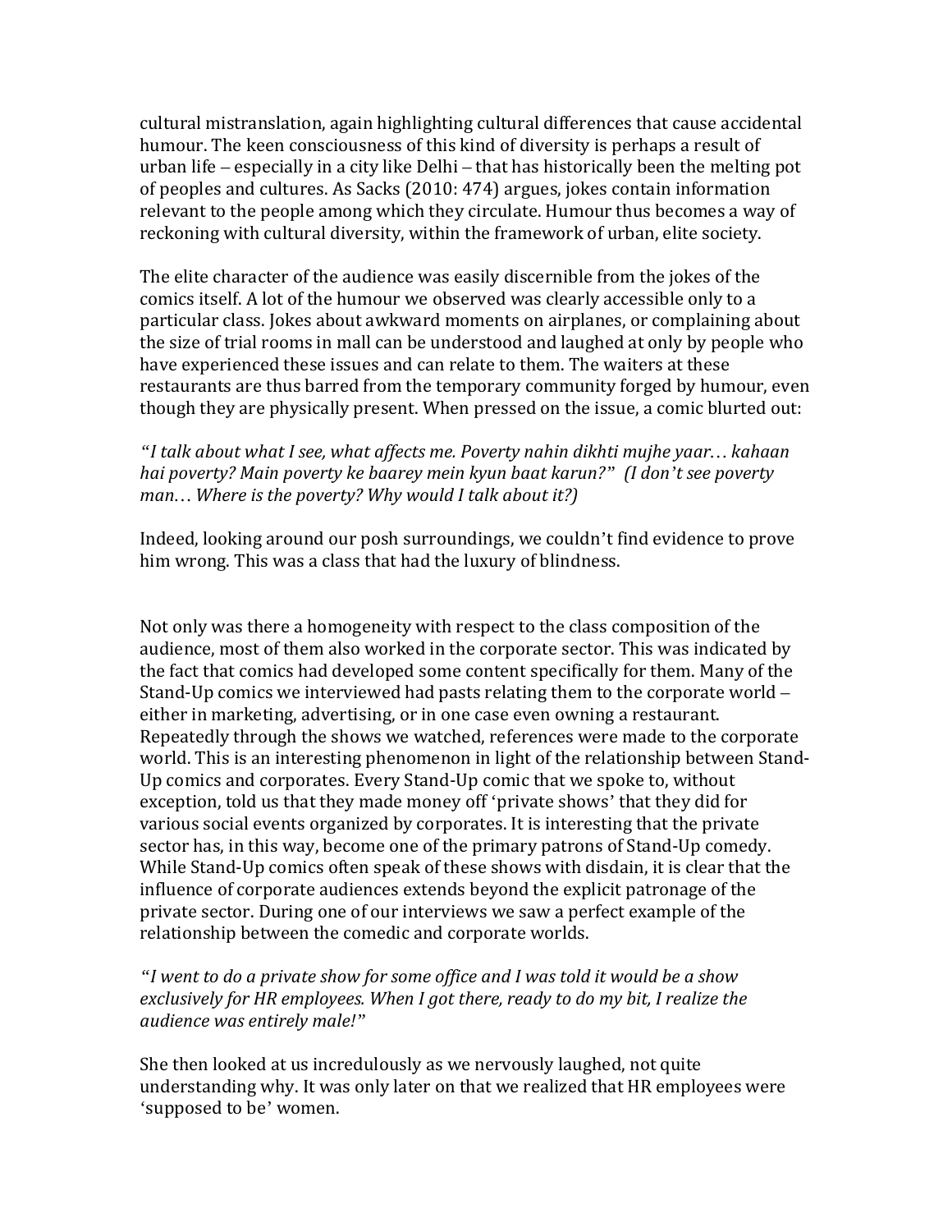cultural mistranslation, again highlighting cultural differences that cause accidental humour. The keen consciousness of this kind of diversity is perhaps a result of urban life – especially in a city like Delhi – that has historically been the melting pot of peoples and cultures. As Sacks (2010: 474) argues, jokes contain information relevant to the people among which they circulate. Humour thus becomes a way of reckoning with cultural diversity, within the framework of urban, elite society.

The elite character of the audience was easily discernible from the jokes of the comics itself. A lot of the humour we observed was clearly accessible only to a particular class. Jokes about awkward moments on airplanes, or complaining about the size of trial rooms in mall can be understood and laughed at only by people who have experienced these issues and can relate to them. The waiters at these restaurants are thus barred from the temporary community forged by humour, even though they are physically present. When pressed on the issue, a comic blurted out:

*"I talk about what I see, what affects me. Poverty nahin dikhti mujhe yaar… kahaan hai poverty? Main poverty ke baarey mein kyun baat karun?" (I don't see poverty man… Where is the poverty? Why would I talk about it?)*

Indeed, looking around our posh surroundings, we couldn't find evidence to prove him wrong. This was a class that had the luxury of blindness.

Not only was there a homogeneity with respect to the class composition of the audience, most of them also worked in the corporate sector. This was indicated by the fact that comics had developed some content specifically for them. Many of the Stand-Up comics we interviewed had pasts relating them to the corporate world – either in marketing, advertising, or in one case even owning a restaurant. Repeatedly through the shows we watched, references were made to the corporate world. This is an interesting phenomenon in light of the relationship between Stand-Up comics and corporates. Every Stand-Up comic that we spoke to, without exception, told us that they made money off 'private shows' that they did for various social events organized by corporates. It is interesting that the private sector has, in this way, become one of the primary patrons of Stand-Up comedy. While Stand-Up comics often speak of these shows with disdain, it is clear that the influence of corporate audiences extends beyond the explicit patronage of the private sector. During one of our interviews we saw a perfect example of the relationship between the comedic and corporate worlds.

*"I went to do a private show for some office and I was told it would be a show exclusively for HR employees. When I got there, ready to do my bit, I realize the audience was entirely male!"*

She then looked at us incredulously as we nervously laughed, not quite understanding why. It was only later on that we realized that HR employees were 'supposed to be' women.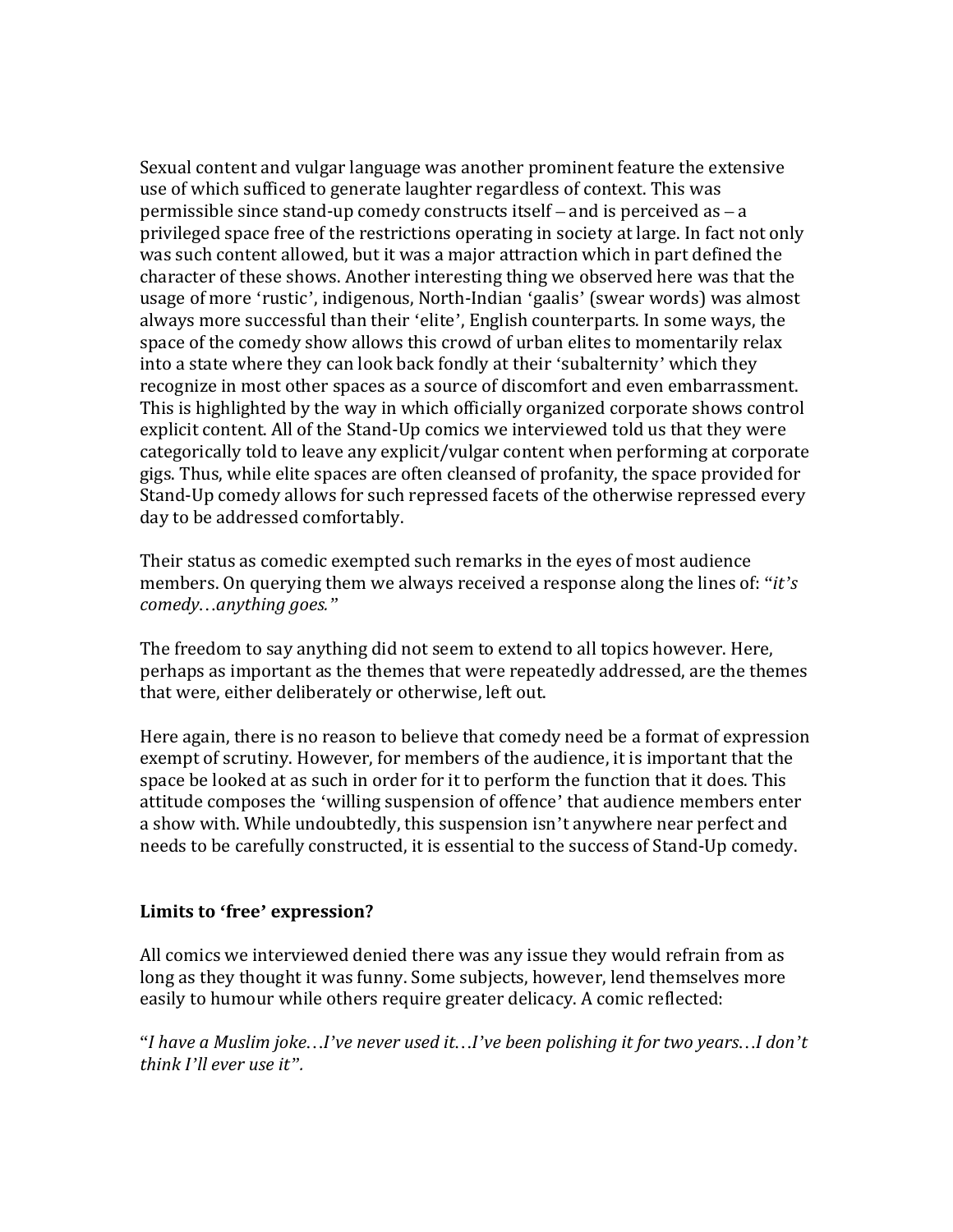Sexual content and vulgar language was another prominent feature the extensive use of which sufficed to generate laughter regardless of context. This was permissible since stand-up comedy constructs itself – and is perceived as – a privileged space free of the restrictions operating in society at large. In fact not only was such content allowed, but it was a major attraction which in part defined the character of these shows. Another interesting thing we observed here was that the usage of more 'rustic', indigenous, North-Indian 'gaalis' (swear words) was almost always more successful than their 'elite', English counterparts. In some ways, the space of the comedy show allows this crowd of urban elites to momentarily relax into a state where they can look back fondly at their 'subalternity' which they recognize in most other spaces as a source of discomfort and even embarrassment. This is highlighted by the way in which officially organized corporate shows control explicit content. All of the Stand-Up comics we interviewed told us that they were categorically told to leave any explicit/vulgar content when performing at corporate gigs. Thus, while elite spaces are often cleansed of profanity, the space provided for Stand-Up comedy allows for such repressed facets of the otherwise repressed every day to be addressed comfortably.

Their status as comedic exempted such remarks in the eyes of most audience members. On querying them we always received a response along the lines of: "*it's comedy…anything goes.*"

The freedom to say anything did not seem to extend to all topics however. Here, perhaps as important as the themes that were repeatedly addressed, are the themes that were, either deliberately or otherwise, left out.

Here again, there is no reason to believe that comedy need be a format of expression exempt of scrutiny. However, for members of the audience, it is important that the space be looked at as such in order for it to perform the function that it does. This attitude composes the 'willing suspension of offence' that audience members enter a show with. While undoubtedly, this suspension isn't anywhere near perfect and needs to be carefully constructed, it is essential to the success of Stand-Up comedy.

### Limits to 'free' expression?

All comics we interviewed denied there was any issue they would refrain from as long as they thought it was funny. Some subjects, however, lend themselves more easily to humour while others require greater delicacy. A comic reflected:

"*I have a Muslim joke…I've never used it…I've been polishing it for two years…I don't think I'll ever use it".*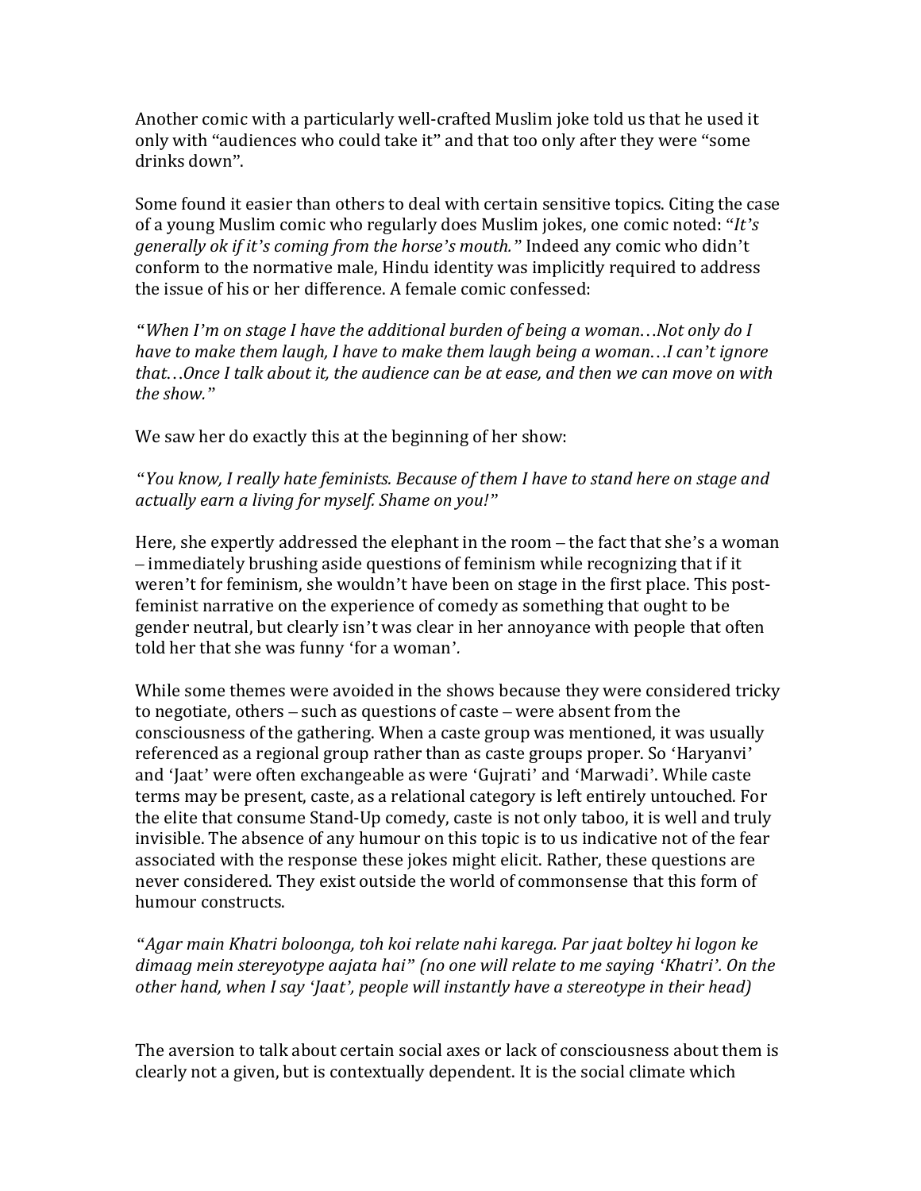Another comic with a particularly well-crafted Muslim joke told us that he used it only with "audiences who could take it" and that too only after they were "some drinks down".

Some found it easier than others to deal with certain sensitive topics. Citing the case of a young Muslim comic who regularly does Muslim jokes, one comic noted: "*It's generally ok if it's coming from the horse's mouth.*" Indeed any comic who didn't conform to the normative male, Hindu identity was implicitly required to address the issue of his or her difference. A female comic confessed:

*"When I'm on stage I have the additional burden of being a woman…Not only do I have to make them laugh, I have to make them laugh being a woman…I can't ignore that…Once I talk about it, the audience can be at ease, and then we can move on with the show."*

We saw her do exactly this at the beginning of her show:

*"You know, I really hate feminists. Because of them I have to stand here on stage and actually earn a living for myself. Shame on you!"*

Here, she expertly addressed the elephant in the room – the fact that she's a woman – immediately brushing aside questions of feminism while recognizing that if it weren't for feminism, she wouldn't have been on stage in the first place. This post-feminist narrative on the experience of comedy as something that ought to be gender neutral, but clearly isn't was clear in her annoyance with people that often told her that she was funny 'for a woman'.

While some themes were avoided in the shows because they were considered tricky to negotiate, others – such as questions of caste – were absent from the consciousness of the gathering. When a caste group was mentioned, it was usually referenced as a regional group rather than as caste groups proper. So 'Haryanvi' and 'Jaat' were often exchangeable as were 'Gujrati' and 'Marwadi'. While caste terms may be present, caste, as a relational category is left entirely untouched. For the elite that consume Stand-Up comedy, caste is not only taboo, it is well and truly invisible. The absence of any humour on this topic is to us indicative not of the fear associated with the response these jokes might elicit. Rather, these questions are never considered. They exist outside the world of commonsense that this form of humour constructs.

*"Agar main Khatri boloonga, toh koi relate nahi karega. Par jaat boltey hi logon ke dimaag mein stereyotype aajata hai" (no one will relate to me saying 'Khatri'. On the other hand, when I say 'Jaat', people will instantly have a stereotype in their head)*

The aversion to talk about certain social axes or lack of consciousness about them is clearly not a given, but is contextually dependent. It is the social climate which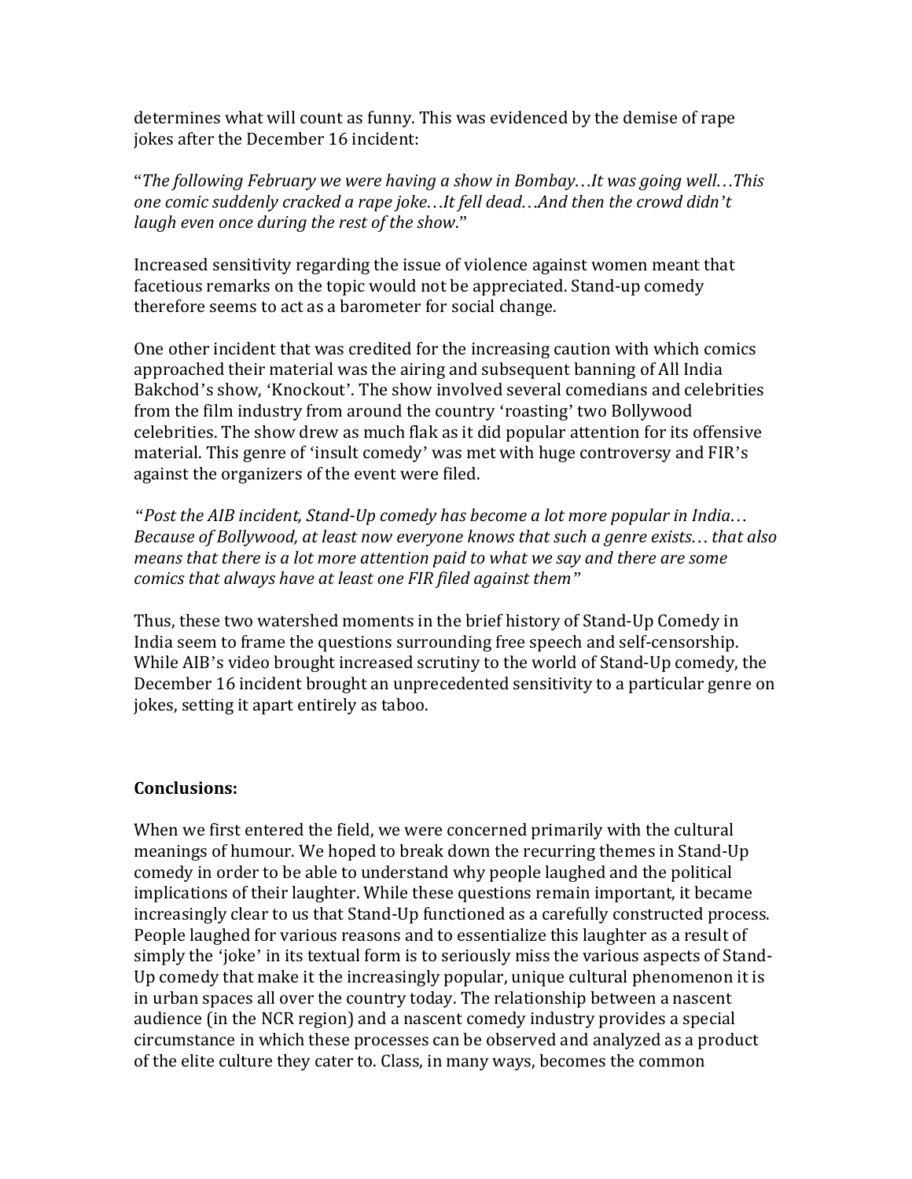determines what will count as funny. This was evidenced by the demise of rape jokes after the December 16 incident:

"*The following February we were having a show in Bombay…It was going well…This one comic suddenly cracked a rape joke…It fell dead….And then the crowd didn't laugh even once during the rest of the show*."

Increased sensitivity regarding the issue of violence against women meant that facetious remarks on the topic would not be appreciated. Stand-up comedy therefore seems to act as a barometer for social change.

One other incident that was credited for the increasing caution with which comics approached their material was the airing and subsequent banning of All India Bakchod's show, 'Knockout'. The show involved several comedians and celebrities from the film industry from around the country 'roasting' two Bollywood celebrities. The show drew as much flak as it did popular attention for its offensive material. This genre of 'insult comedy' was met with huge controversy and FIR's against the organizers of the event were filed.

*"Post the AIB incident, Stand-Up comedy has become a lot more popular in India… Because of Bollywood, at least now everyone knows that such a genre exists… that also means that there is a lot more attention paid to what we say and there are some comics that always have at least one FIR filed against them"*

Thus, these two watershed moments in the brief history of Stand-Up Comedy in India seem to frame the questions surrounding free speech and self-censorship. While AIB's video brought increased scrutiny to the world of Stand-Up comedy, the December 16 incident brought an unprecedented sensitivity to a particular genre on jokes, setting it apart entirely as taboo.

**Conclusions:**

When we first entered the field, we were concerned primarily with the cultural meanings of humour. We hoped to break down the recurring themes in Stand-Up comedy in order to be able to understand why people laughed and the political implications of their laughter. While these questions remain important, it became increasingly clear to us that Stand-Up functioned as a carefully constructed process. People laughed for various reasons and to essentialize this laughter as a result of simply the 'joke' in its textual form is to seriously miss the various aspects of Stand-Up comedy that make it the increasingly popular, unique cultural phenomenon it is in urban spaces all over the country today. The relationship between a nascent audience (in the NCR region) and a nascent comedy industry provides a special circumstance in which these processes can be observed and analyzed as a product of the elite culture they cater to. Class, in many ways, becomes the common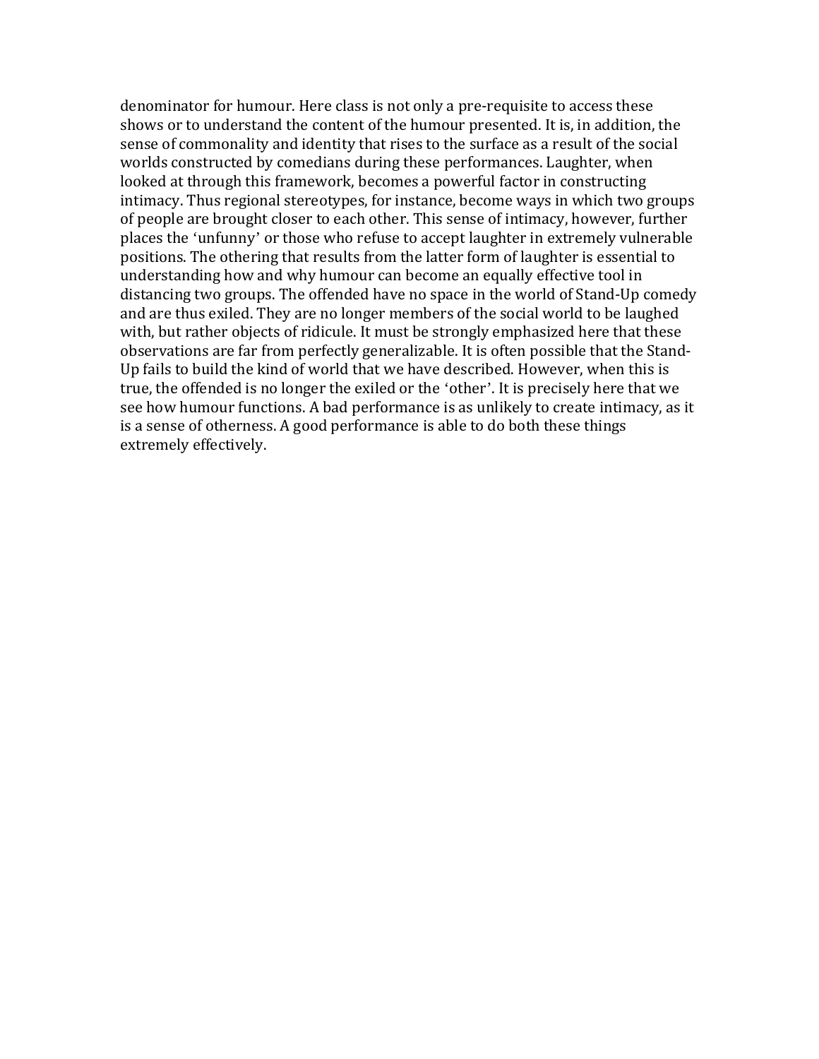denominator for humour. Here class is not only a pre-requisite to access these shows or to understand the content of the humour presented. It is, in addition, the sense of commonality and identity that rises to the surface as a result of the social worlds constructed by comedians during these performances. Laughter, when looked at through this framework, becomes a powerful factor in constructing intimacy. Thus regional stereotypes, for instance, become ways in which two groups of people are brought closer to each other. This sense of intimacy, however, further places the 'unfunny' or those who refuse to accept laughter in extremely vulnerable positions. The othering that results from the latter form of laughter is essential to understanding how and why humour can become an equally effective tool in distancing two groups. The offended have no space in the world of Stand-Up comedy and are thus exiled. They are no longer members of the social world to be laughed with, but rather objects of ridicule. It must be strongly emphasized here that these observations are far from perfectly generalizable. It is often possible that the Stand-Up fails to build the kind of world that we have described. However, when this is true, the offended is no longer the exiled or the 'other'. It is precisely here that we see how humour functions. A bad performance is as unlikely to create intimacy, as it is a sense of otherness. A good performance is able to do both these things extremely effectively.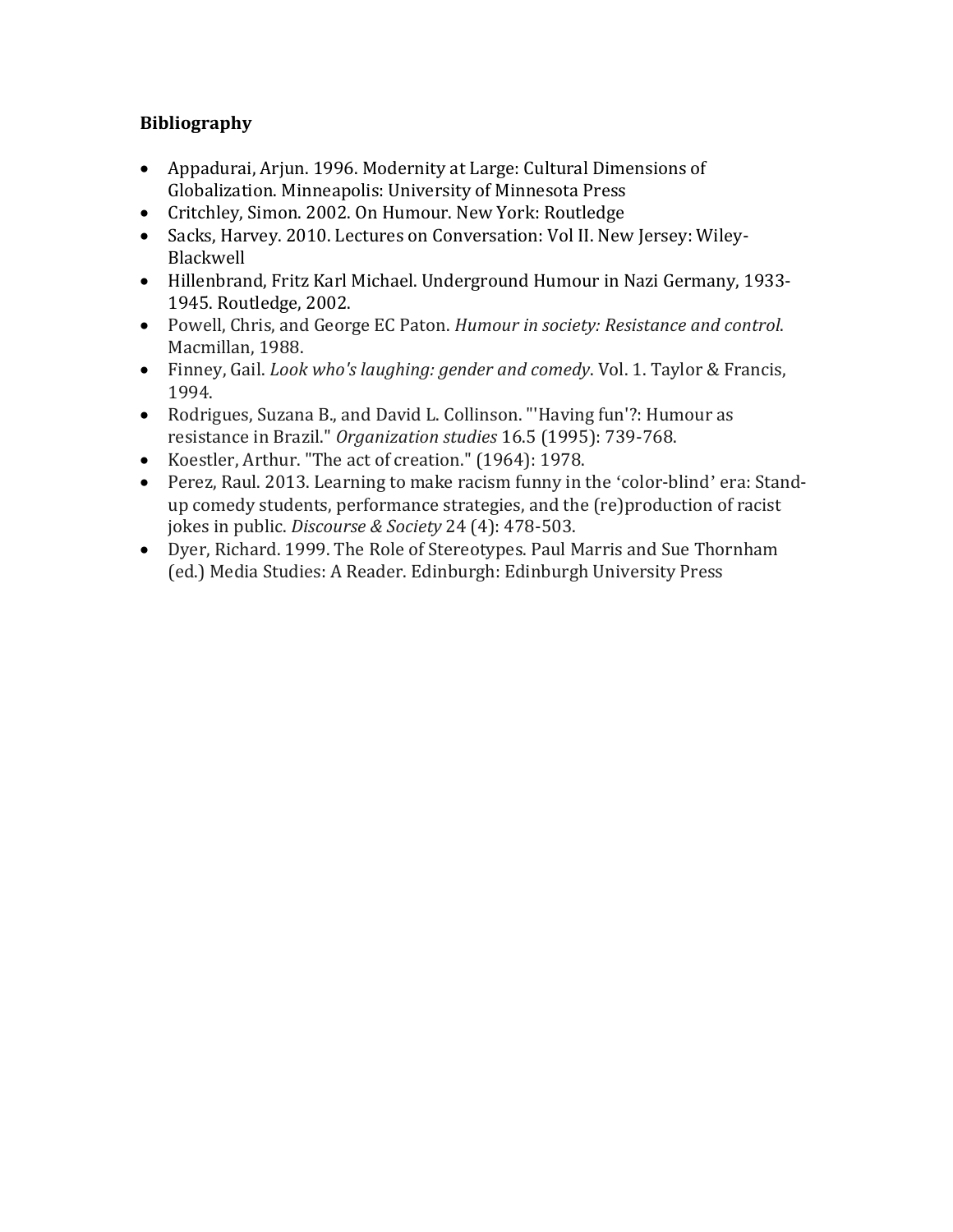**Bibliography**

- Appadurai, Arjun. 1996. Modernity at Large: Cultural Dimensions of Globalization. Minneapolis: University of Minnesota Press
- Critchley, Simon. 2002. On Humour. New York: Routledge
- Sacks, Harvey. 2010. Lectures on Conversation: Vol II. New Jersey: Wiley-Blackwell
- Hillenbrand, Fritz Karl Michael. Underground Humour in Nazi Germany, 1933-1945. Routledge, 2002.
- Powell, Chris, and George EC Paton. *Humour in society: Resistance and control*. Macmillan, 1988.
- Finney, Gail. *Look who's laughing: gender and comedy*. Vol. 1. Taylor & Francis, 1994.
- Rodrigues, Suzana B., and David L. Collinson. "'Having fun'?: Humour as resistance in Brazil." *Organization studies* 16.5 (1995): 739-768.
- Koestler, Arthur. "The act of creation." (1964): 1978.
- Perez, Raul. 2013. Learning to make racism funny in the 'color-blind' era: Stand-up comedy students, performance strategies, and the (re)production of racist jokes in public. *Discourse & Society* 24 (4): 478-503.
- Dyer, Richard. 1999. The Role of Stereotypes. Paul Marris and Sue Thornham (ed.) Media Studies: A Reader. Edinburgh: Edinburgh University Press